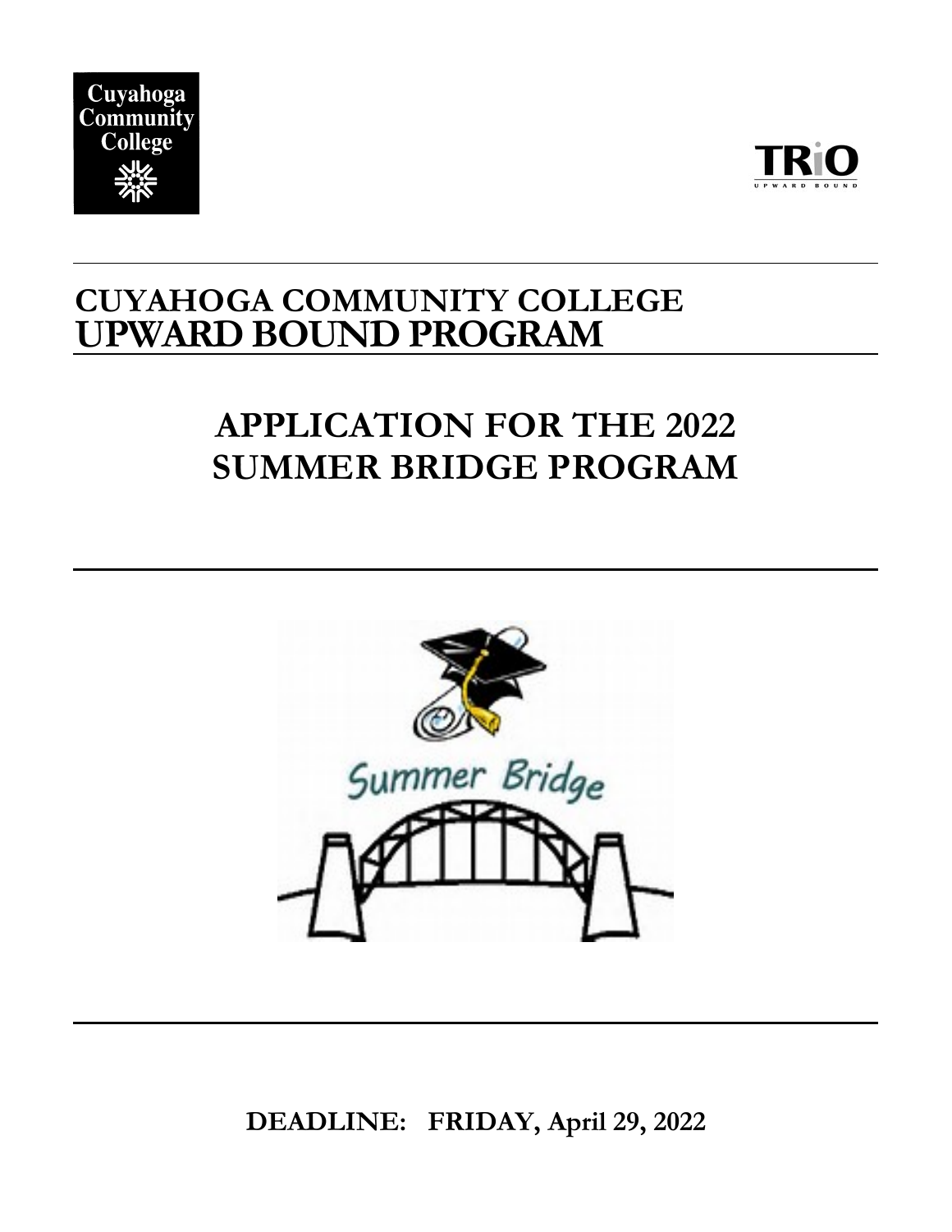# CUYAHOGA COMMUNITY COLLEGE
# UPWARD BOUND PROGRAM

## APPLICATION FOR THE 2022 SUMMER BRIDGE PROGRAM

**DEADLINE: FRIDAY, April 29, 2022**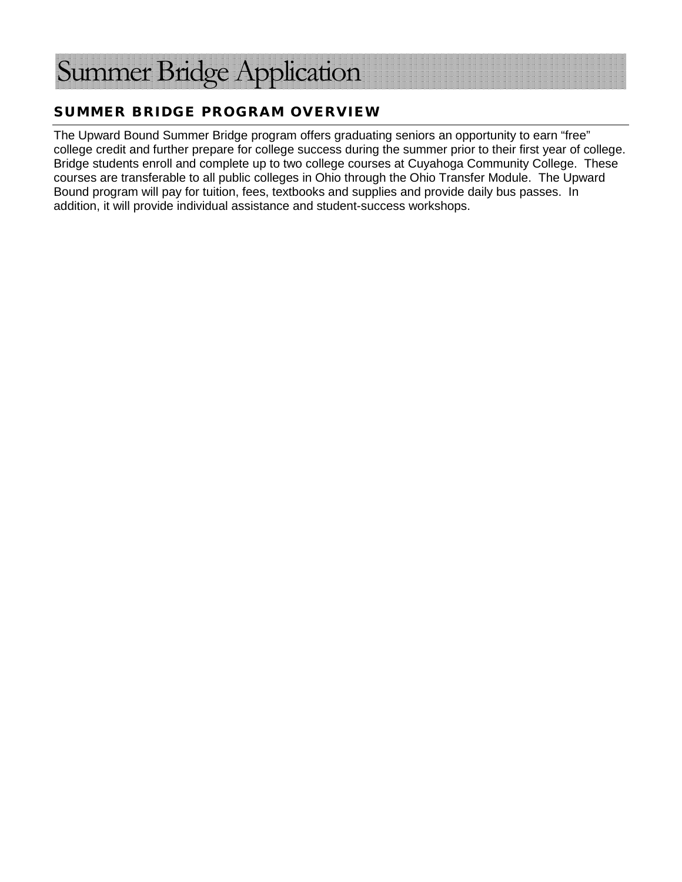# Summer Bridge Application

## SUMMER BRIDGE PROGRAM OVERVIEW

The Upward Bound Summer Bridge program offers graduating seniors an opportunity to earn "free" college credit and further prepare for college success during the summer prior to their first year of college. Bridge students enroll and complete up to two college courses at Cuyahoga Community College. These courses are transferable to all public colleges in Ohio through the Ohio Transfer Module. The Upward Bound program will pay for tuition, fees, textbooks and supplies and provide daily bus passes. In addition, it will provide individual assistance and student-success workshops.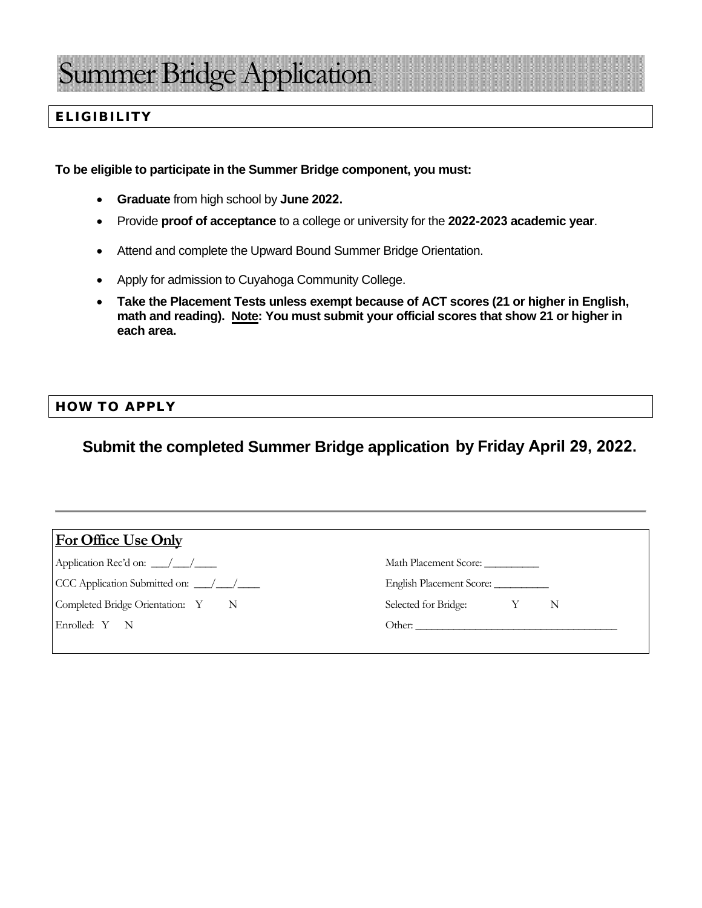# Summer Bridge Application

## ELIGIBILITY

**To be eligible to participate in the Summer Bridge component, you must:**

- **Graduate** from high school by **June 2022.**
- Provide **proof of acceptance** to a college or university for the **2022-2023 academic year**.
- Attend and complete the Upward Bound Summer Bridge Orientation.
- Apply for admission to Cuyahoga Community College.
- **Take the Placement Tests unless exempt because of ACT scores (21 or higher in English, math and reading). Note: You must submit your official scores that show 21 or higher in each area.**

## HOW TO APPLY

**Submit the completed Summer Bridge application by Friday April 29, 2022.**

---

### For Office Use Only

| | |
|---|---|
| Application Rec'd on: ___/___/____ | Math Placement Score: __________ |
| CCC Application Submitted on: ___/___/____ | English Placement Score: __________ |
| Completed Bridge Orientation: Y N | Selected for Bridge: Y N |
| Enrolled: Y N | Other: ______________________________________ |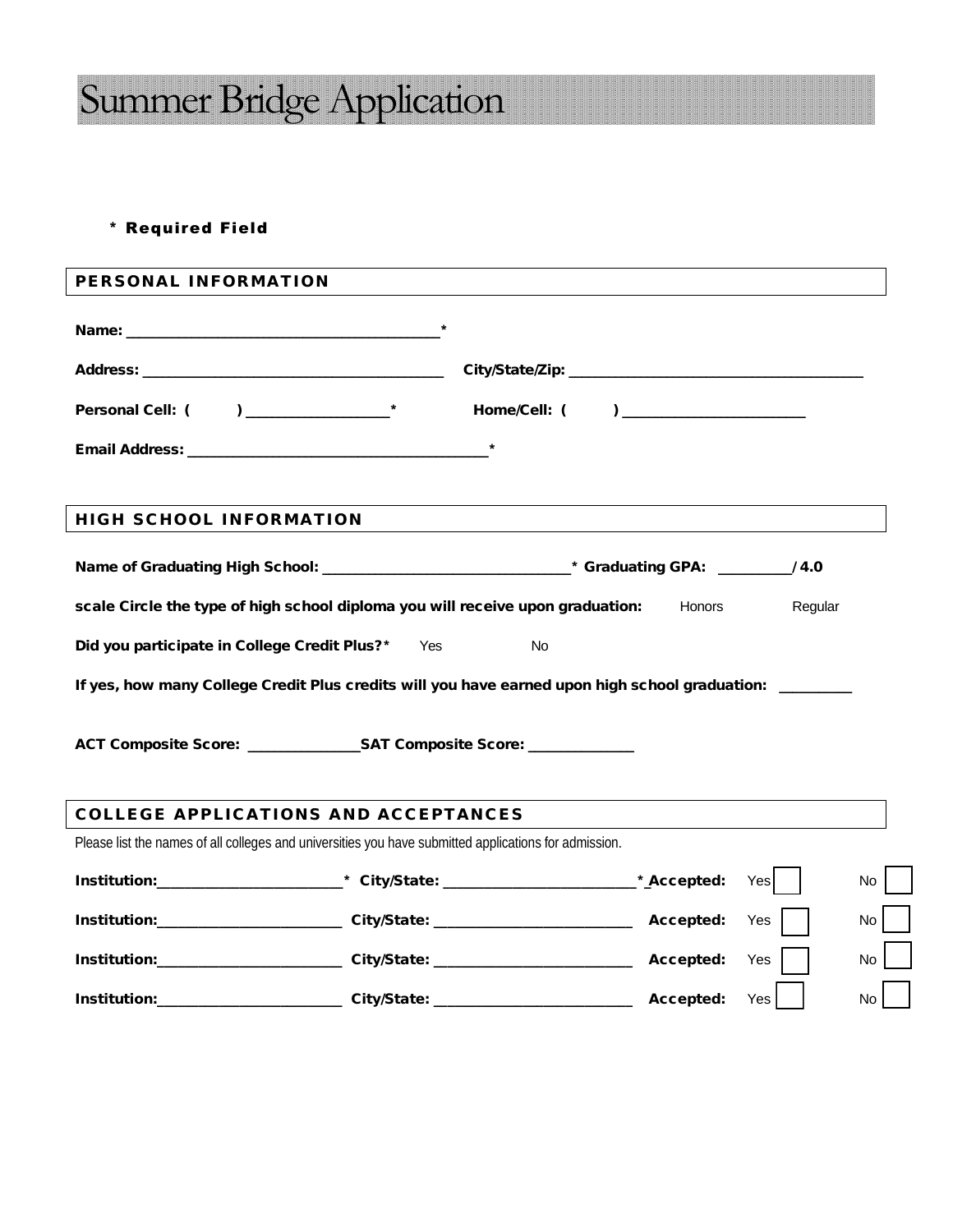# Summer Bridge Application

**\* Required Field**

## PERSONAL INFORMATION

**Name:** ________________________________________*

**Address:** _______________________________________ **City/State/Zip:** _______________________________________

**Personal Cell: (        )** ___________________* **Home/Cell: (        )** ________________________

**Email Address:** _______________________________________*

## HIGH SCHOOL INFORMATION

**Name of Graduating High School:** ________________________________* **Graduating GPA:** _________/ **4.0**

**scale Circle the type of high school diploma you will receive upon graduation:** Honors Regular

**Did you participate in College Credit Plus?*** Yes No

**If yes, how many College Credit Plus credits will you have earned upon high school graduation:** _________

**ACT Composite Score:** ______________ **SAT Composite Score:** _____________

## COLLEGE APPLICATIONS AND ACCEPTANCES

Please list the names of all colleges and universities you have submitted applications for admission.

**Institution:**________________________* **City/State:** _________________________* **Accepted:** Yes ☐ No ☐

**Institution:**________________________ **City/State:** _________________________ **Accepted:** Yes ☐ No ☐

**Institution:**________________________ **City/State:** _________________________ **Accepted:** Yes ☐ No ☐

**Institution:**________________________ **City/State:** _________________________ **Accepted:** Yes ☐ No ☐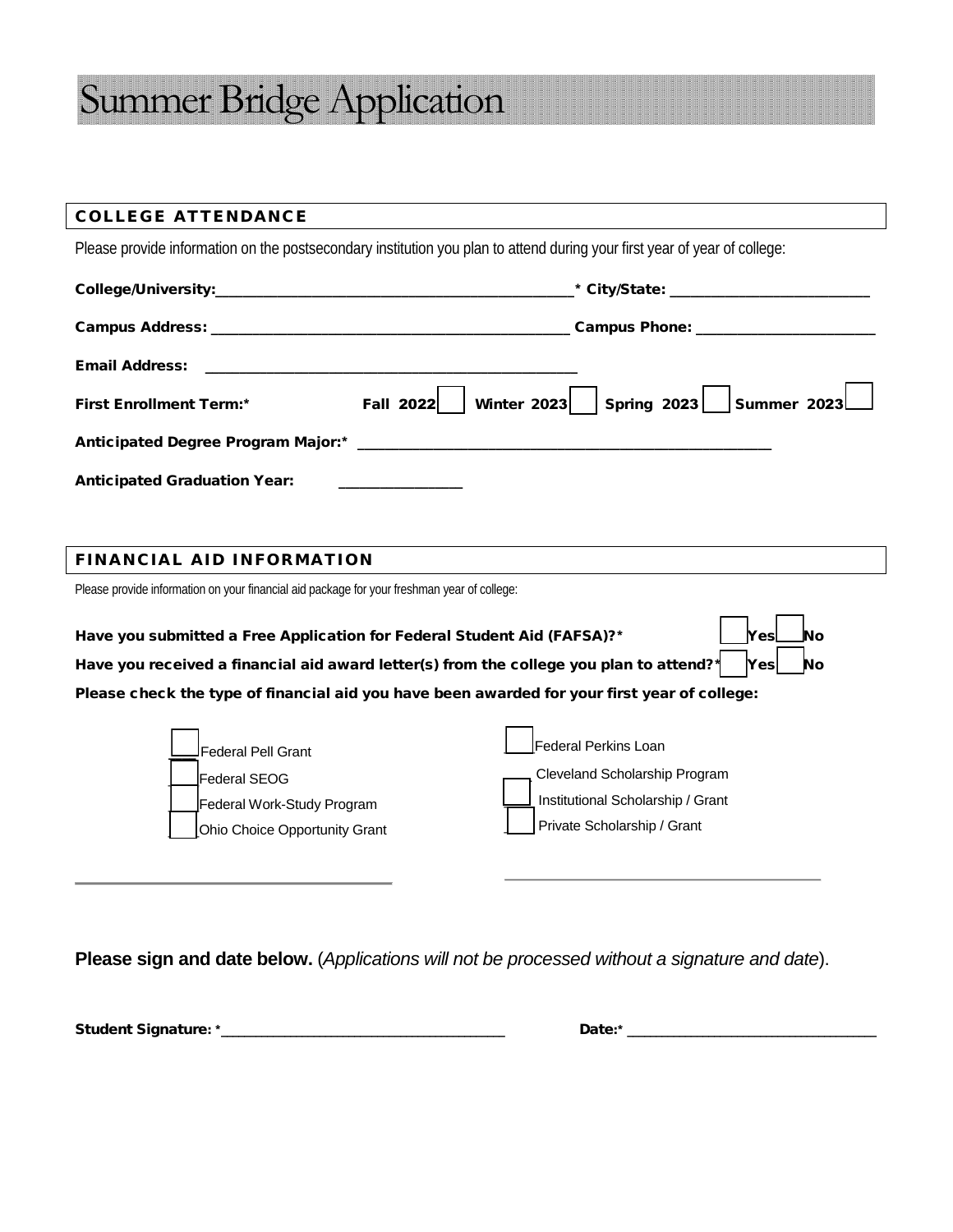# Summer Bridge Application

## COLLEGE ATTENDANCE

Please provide information on the postsecondary institution you plan to attend during your first year of year of college:

**College/University:**_____________________________________________* **City/State:** _________________________

**Campus Address:** ____________________________________________ **Campus Phone:** ______________________

**Email Address:** ______________________________________________

**First Enrollment Term:*** **Fall 2022** ☐ **Winter 2023** ☐ **Spring 2023** ☐ **Summer 2023** ☐

**Anticipated Degree Program Major:*** ____________________________________________________

**Anticipated Graduation Year:** _______________

## FINANCIAL AID INFORMATION

Please provide information on your financial aid package for your freshman year of college:

**Have you submitted a Free Application for Federal Student Aid (FAFSA)?*** ☐ **Yes** ☐ **No**

**Have you received a financial aid award letter(s) from the college you plan to attend?*** ☐ **Yes** ☐ **No**

**Please check the type of financial aid you have been awarded for your first year of college:**

- ☐ Federal Pell Grant
- ☐ Federal SEOG
- ☐ Federal Work-Study Program
- ☐ Ohio Choice Opportunity Grant
- ☐ Federal Perkins Loan
- ☐ Cleveland Scholarship Program
- ☐ Institutional Scholarship / Grant
- ☐ Private Scholarship / Grant

________________________________________ ________________________________________

**Please sign and date below.** (*Applications will not be processed without a signature and date*).

**Student Signature:** *_____________________________________ **Date:*** _________________________________